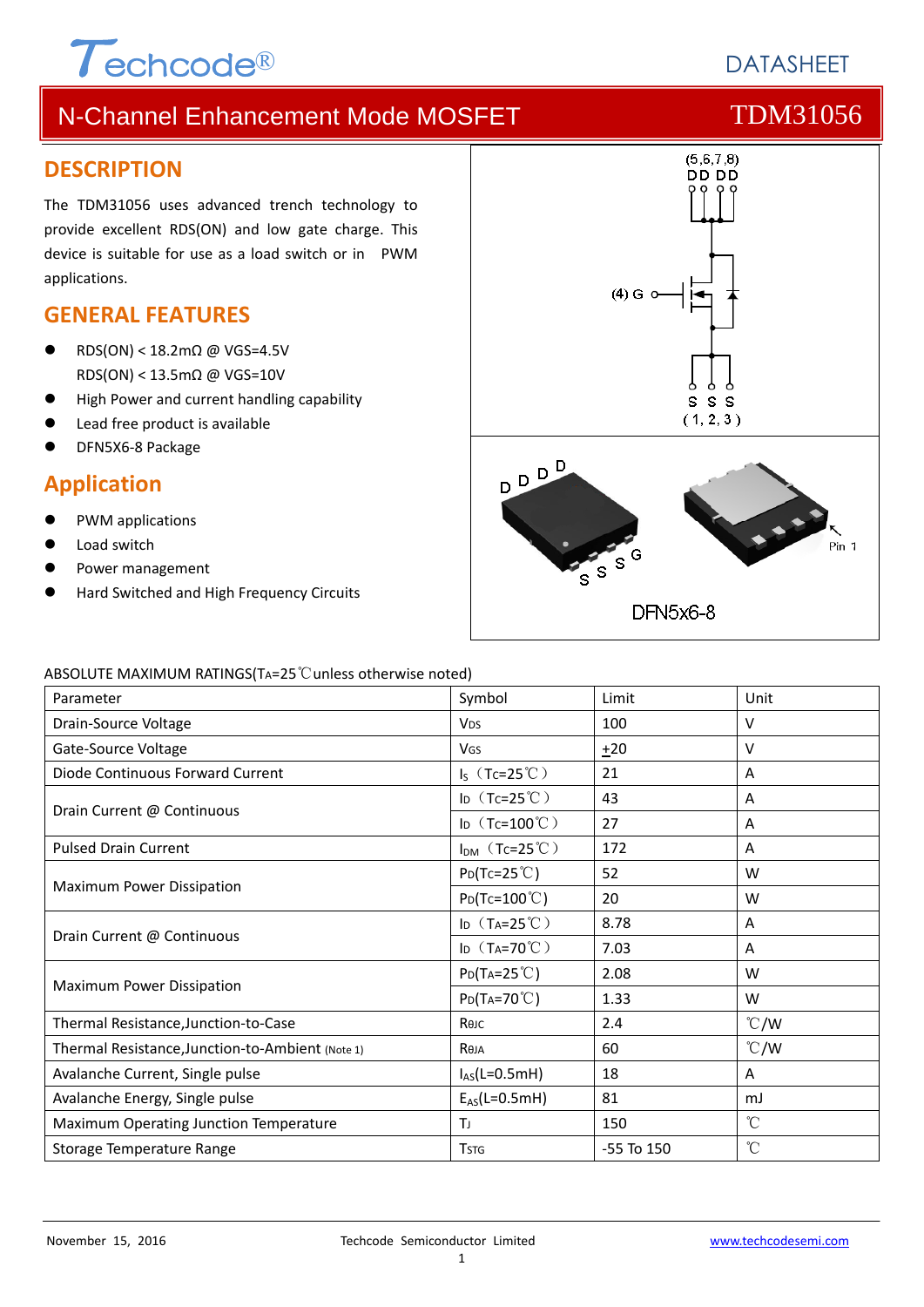# N-Channel Enhancement Mode MOSFET — TDM31056

## DESCRIPTION

The TDM31056 uses advanced trench technology to provide excellent RDS(ON) and low gate charge. This device is suitable for use as a load switch or in PWM applications.

## GENERAL FEATURES

- RDS(ON) < 18.2mΩ @ VGS=4.5V
  RDS(ON) < 13.5mΩ @ VGS=10V
- High Power and current handling capability
- Lead free product is available
- DFN5X6-8 Package

## Application

- PWM applications
- Load switch
- Power management
- Hard Switched and High Frequency Circuits

(5,6,7,8) D D D D

(4) G

S S S ( 1, 2, 3 )

DFN5x6-8

ABSOLUTE MAXIMUM RATINGS($T_A$=25℃unless otherwise noted)

| Parameter | Symbol | Limit | Unit |
|---|---|---|---|
| Drain-Source Voltage | $V_{DS}$ | 100 | V |
| Gate-Source Voltage | $V_{GS}$ | $\pm$20 | V |
| Diode Continuous Forward Current | $I_S$ ($T_C$=25℃) | 21 | A |
| Drain Current @ Continuous | $I_D$ ($T_C$=25℃) | 43 | A |
| | $I_D$ ($T_C$=100℃) | 27 | A |
| Pulsed Drain Current | $I_{DM}$ ($T_C$=25℃) | 172 | A |
| Maximum Power Dissipation | $P_D$($T_C$=25℃) | 52 | W |
| | $P_D$($T_C$=100℃) | 20 | W |
| Drain Current @ Continuous | $I_D$ ($T_A$=25℃) | 8.78 | A |
| | $I_D$ ($T_A$=70℃) | 7.03 | A |
| Maximum Power Dissipation | $P_D$($T_A$=25℃) | 2.08 | W |
| | $P_D$($T_A$=70℃) | 1.33 | W |
| Thermal Resistance,Junction-to-Case | $R_{θJC}$ | 2.4 | ℃/W |
| Thermal Resistance,Junction-to-Ambient (Note 1) | $R_{θJA}$ | 60 | ℃/W |
| Avalanche Current, Single pulse | $I_{AS}$(L=0.5mH) | 18 | A |
| Avalanche Energy, Single pulse | $E_{AS}$(L=0.5mH) | 81 | mJ |
| Maximum Operating Junction Temperature | $T_J$ | 150 | ℃ |
| Storage Temperature Range | $T_{STG}$ | -55 To 150 | ℃ |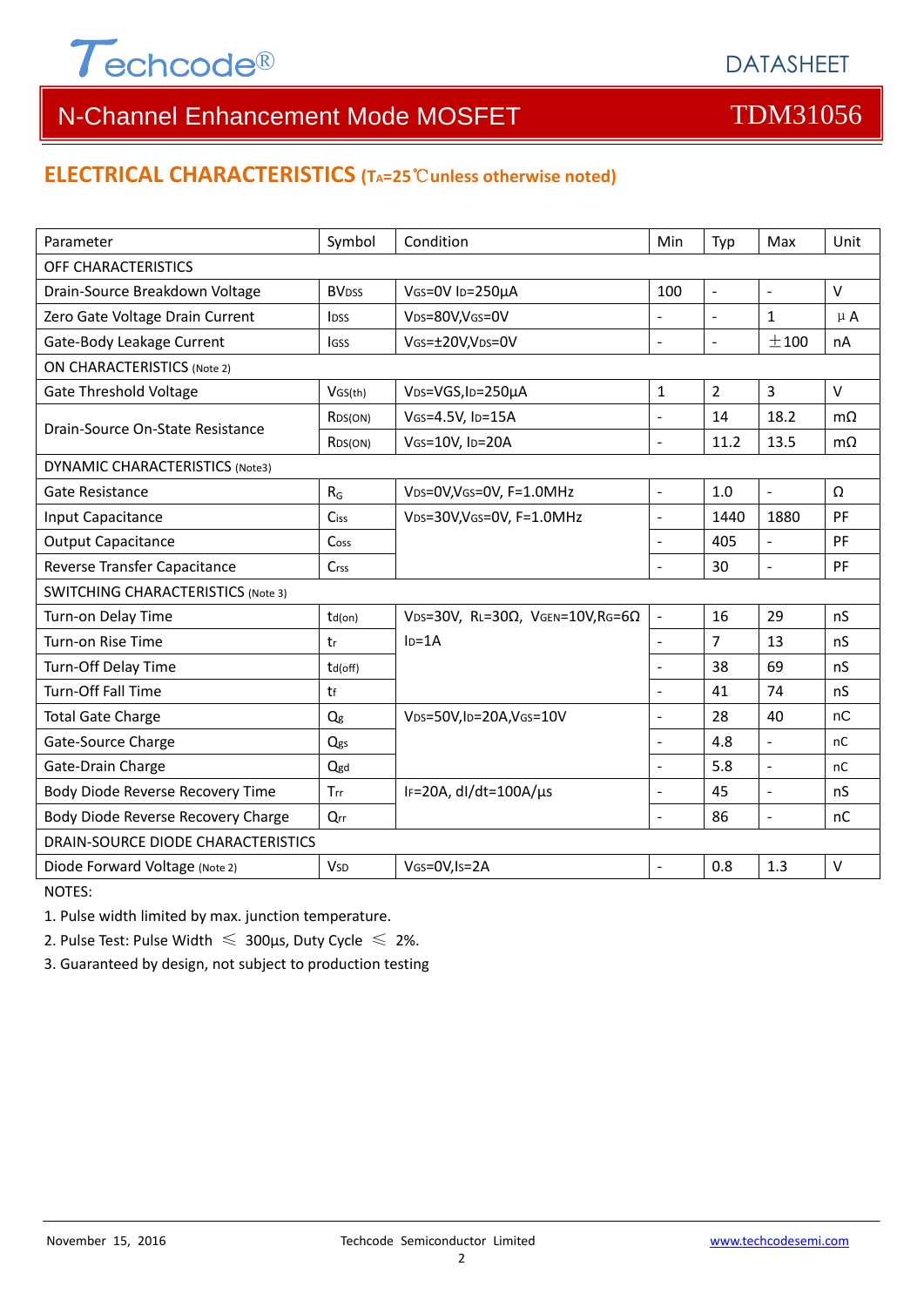## ELECTRICAL CHARACTERISTICS ($T_A$=25℃unless otherwise noted)

| Parameter | Symbol | Condition | Min | Typ | Max | Unit |
|---|---|---|---|---|---|---|
| OFF CHARACTERISTICS | | | | | | |
| Drain-Source Breakdown Voltage | $BV_{DSS}$ | $V_{GS}$=0V $I_D$=250μA | 100 | - | - | V |
| Zero Gate Voltage Drain Current | $I_{DSS}$ | $V_{DS}$=80V,$V_{GS}$=0V | - | - | 1 | μA |
| Gate-Body Leakage Current | $I_{GSS}$ | $V_{GS}$=±20V,$V_{DS}$=0V | - | - | ±100 | nA |
| ON CHARACTERISTICS (Note 2) | | | | | | |
| Gate Threshold Voltage | $V_{GS(th)}$ | $V_{DS}$=VGS,$I_D$=250μA | 1 | 2 | 3 | V |
| Drain-Source On-State Resistance | $R_{DS(ON)}$ | $V_{GS}$=4.5V, $I_D$=15A | - | 14 | 18.2 | mΩ |
| | $R_{DS(ON)}$ | $V_{GS}$=10V, $I_D$=20A | - | 11.2 | 13.5 | mΩ |
| DYNAMIC CHARACTERISTICS (Note3) | | | | | | |
| Gate Resistance | $R_G$ | $V_{DS}$=0V,$V_{GS}$=0V, F=1.0MHz | - | 1.0 | - | Ω |
| Input Capacitance | $C_{iss}$ | $V_{DS}$=30V,$V_{GS}$=0V, F=1.0MHz | - | 1440 | 1880 | PF |
| Output Capacitance | $C_{oss}$ | | - | 405 | - | PF |
| Reverse Transfer Capacitance | $C_{rss}$ | | - | 30 | - | PF |
| SWITCHING CHARACTERISTICS (Note 3) | | | | | | |
| Turn-on Delay Time | $t_{d(on)}$ | $V_{DS}$=30V, $R_L$=30Ω, $V_{GEN}$=10V,$R_G$=6Ω $I_D$=1A | - | 16 | 29 | nS |
| Turn-on Rise Time | $t_r$ | | - | 7 | 13 | nS |
| Turn-Off Delay Time | $t_{d(off)}$ | | - | 38 | 69 | nS |
| Turn-Off Fall Time | $t_f$ | | - | 41 | 74 | nS |
| Total Gate Charge | $Q_g$ | $V_{DS}$=50V,$I_D$=20A,$V_{GS}$=10V | - | 28 | 40 | nC |
| Gate-Source Charge | $Q_{gs}$ | | - | 4.8 | - | nC |
| Gate-Drain Charge | $Q_{gd}$ | | - | 5.8 | - | nC |
| Body Diode Reverse Recovery Time | $T_{rr}$ | $I_F$=20A, dI/dt=100A/μs | - | 45 | - | nS |
| Body Diode Reverse Recovery Charge | $Q_{rr}$ | | - | 86 | - | nC |
| DRAIN-SOURCE DIODE CHARACTERISTICS | | | | | | |
| Diode Forward Voltage (Note 2) | $V_{SD}$ | $V_{GS}$=0V,$I_S$=2A | - | 0.8 | 1.3 | V |

NOTES:

1. Pulse width limited by max. junction temperature.
2. Pulse Test: Pulse Width ≤ 300μs, Duty Cycle ≤ 2%.
3. Guaranteed by design, not subject to production testing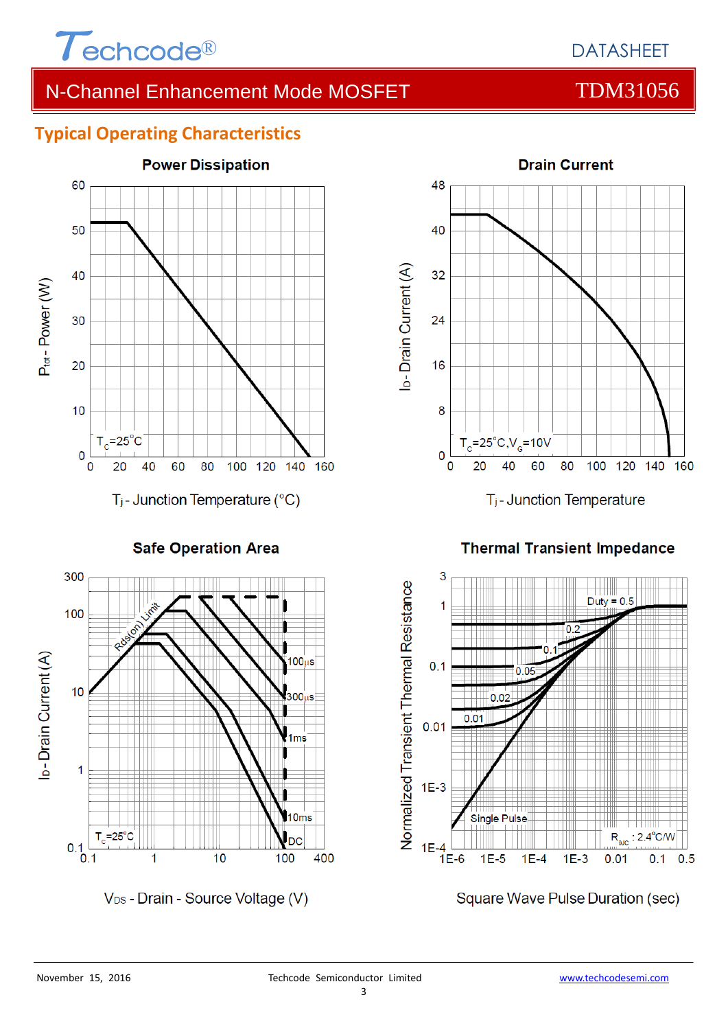## Typical Operating Characteristics

**Power Dissipation**

$P_{tot}$ - Power (W)

$T_C$=25°C

$T_j$ - Junction Temperature (°C)

**Drain Current**

$I_D$ - Drain Current (A)

$T_C$=25°C, $V_G$=10V

$T_j$ - Junction Temperature

**Safe Operation Area**

$I_D$ - Drain Current (A)

Rds(on) Limit

100μs, 300μs, 1ms, 10ms, DC

$T_C$=25°C

$V_{DS}$ - Drain - Source Voltage (V)

**Thermal Transient Impedance**

Normalized Transient Thermal Resistance

Duty = 0.5, 0.2, 0.1, 0.05, 0.02, 0.01, Single Pulse

$R_{\theta JC}$ : 2.4°C/W

Square Wave Pulse Duration (sec)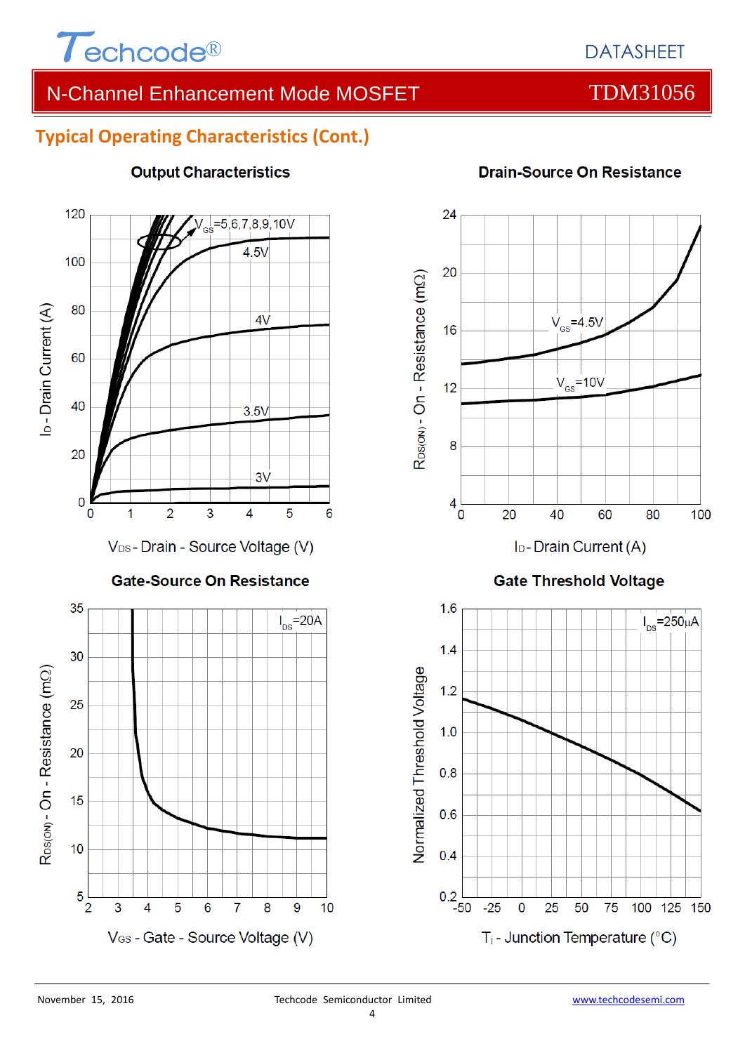## Typical Operating Characteristics (Cont.)

**Output Characteristics**

$V_{GS}$=5,6,7,8,9,10V

4.5V

4V

3.5V

3V

$I_D$ - Drain Current (A)

$V_{DS}$ - Drain - Source Voltage (V)

**Drain-Source On Resistance**

$V_{GS}$=4.5V

$V_{GS}$=10V

$R_{DS(ON)}$ - On - Resistance (mΩ)

$I_D$ - Drain Current (A)

**Gate-Source On Resistance**

$I_{DS}$=20A

$R_{DS(ON)}$ - On - Resistance (mΩ)

$V_{GS}$ - Gate - Source Voltage (V)

**Gate Threshold Voltage**

$I_{DS}$=250μA

Normalized Threshold Voltage

$T_j$ - Junction Temperature (°C)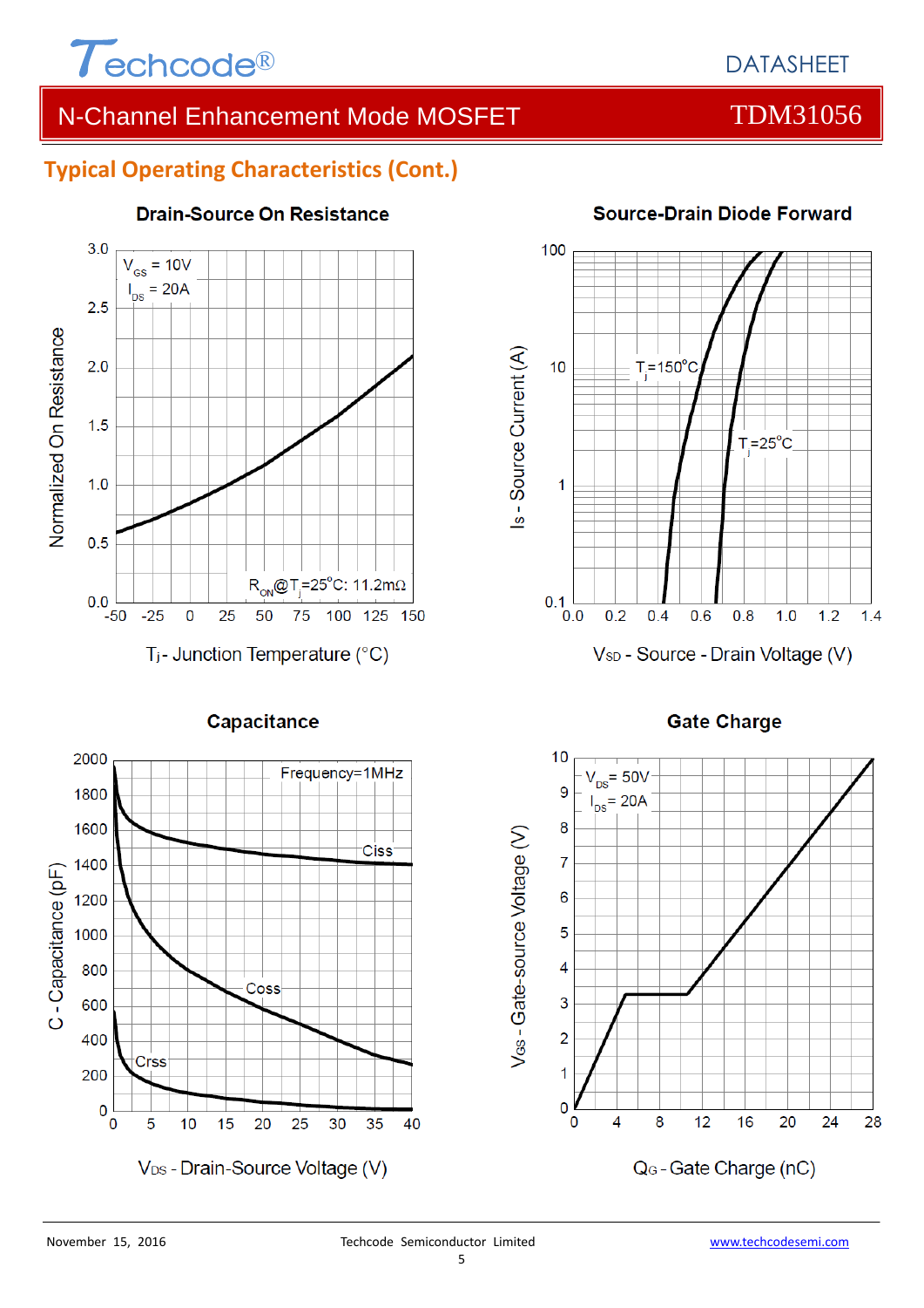## Typical Operating Characteristics (Cont.)

### Drain-Source On Resistance

$V_{GS}$ = 10V
$I_{DS}$ = 20A

$R_{ON}$@$T_j$=25°C: 11.2mΩ

Normalized On Resistance

$T_j$ - Junction Temperature (°C)

### Source-Drain Diode Forward

$T_j$=150°C
$T_j$=25°C

$I_S$ - Source Current (A)

$V_{SD}$ - Source - Drain Voltage (V)

### Capacitance

Frequency=1MHz

Ciss
Coss
Crss

C - Capacitance (pF)

$V_{DS}$ - Drain-Source Voltage (V)

### Gate Charge

$V_{DS}$= 50V
$I_{DS}$= 20A

$V_{GS}$ - Gate-source Voltage (V)

$Q_G$ - Gate Charge (nC)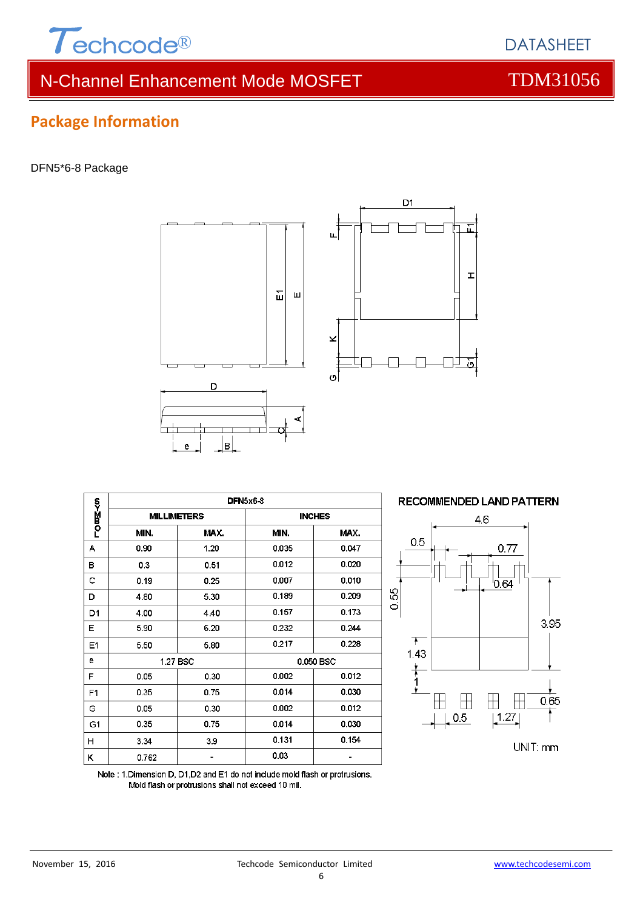## Package Information

DFN5*6-8 Package

| SYMBOL | DFN5x6-8 | | | |
|---|---|---|---|---|
| | MILLIMETERS | | INCHES | |
| | MIN. | MAX. | MIN. | MAX. |
| A | 0.90 | 1.20 | 0.035 | 0.047 |
| B | 0.3 | 0.51 | 0.012 | 0.020 |
| C | 0.19 | 0.25 | 0.007 | 0.010 |
| D | 4.80 | 5.30 | 0.189 | 0.209 |
| D1 | 4.00 | 4.40 | 0.157 | 0.173 |
| E | 5.90 | 6.20 | 0.232 | 0.244 |
| E1 | 5.50 | 5.80 | 0.217 | 0.228 |
| e | 1.27 BSC | | 0.050 BSC | |
| F | 0.05 | 0.30 | 0.002 | 0.012 |
| F1 | 0.35 | 0.75 | 0.014 | 0.030 |
| G | 0.05 | 0.30 | 0.002 | 0.012 |
| G1 | 0.35 | 0.75 | 0.014 | 0.030 |
| H | 3.34 | 3.9 | 0.131 | 0.154 |
| K | 0.762 | - | 0.03 | - |

Note : 1.Dimension D, D1,D2 and E1 do not include mold flash or protrusions.
Mold flash or protrusions shall not exceed 10 mil.

RECOMMENDED LAND PATTERN

UNIT: mm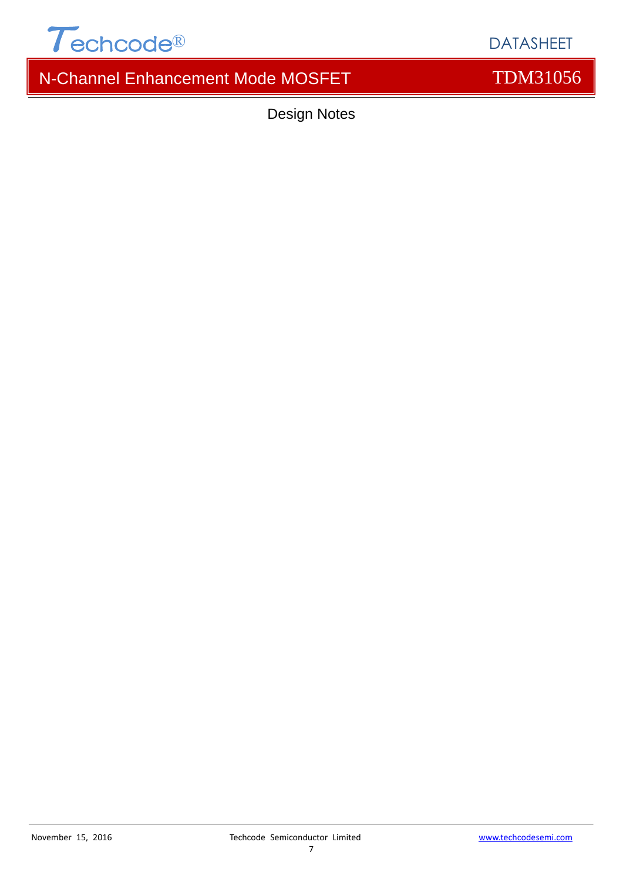Design Notes